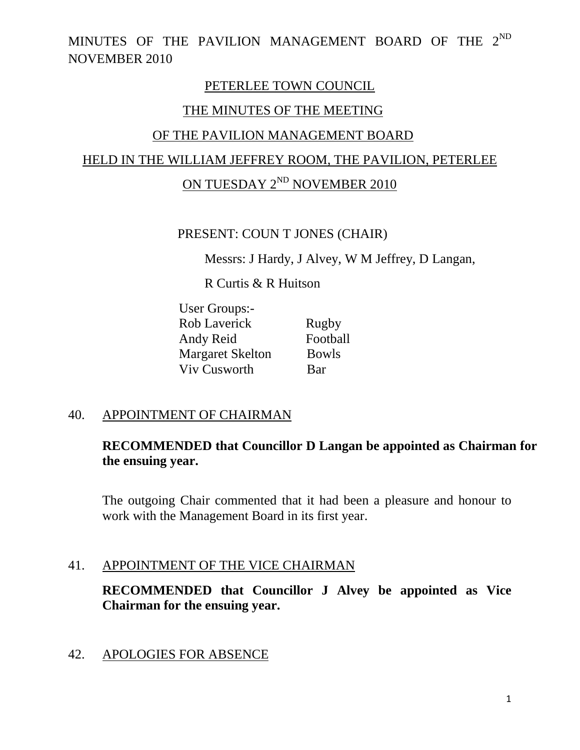MINUTES OF THE PAVILION MANAGEMENT BOARD OF THE 2ND NOVEMBER 2010

# PETERLEE TOWN COUNCIL

## THE MINUTES OF THE MEETING

## OF THE PAVILION MANAGEMENT BOARD

## HELD IN THE WILLIAM JEFFREY ROOM, THE PAVILION, PETERLEE

## ON TUESDAY 2ND NOVEMBER 2010

PRESENT: COUN T JONES (CHAIR)

Messrs: J Hardy, J Alvey, W M Jeffrey, D Langan,

R Curtis & R Huitson

User Groups:-

| | |
|---|---|
| Rob Laverick | Rugby |
| Andy Reid | Football |
| Margaret Skelton | Bowls |
| Viv Cusworth | Bar |

### 40. APPOINTMENT OF CHAIRMAN

**RECOMMENDED that Councillor D Langan be appointed as Chairman for the ensuing year.**

The outgoing Chair commented that it had been a pleasure and honour to work with the Management Board in its first year.

### 41. APPOINTMENT OF THE VICE CHAIRMAN

**RECOMMENDED that Councillor J Alvey be appointed as Vice Chairman for the ensuing year.**

### 42. APOLOGIES FOR ABSENCE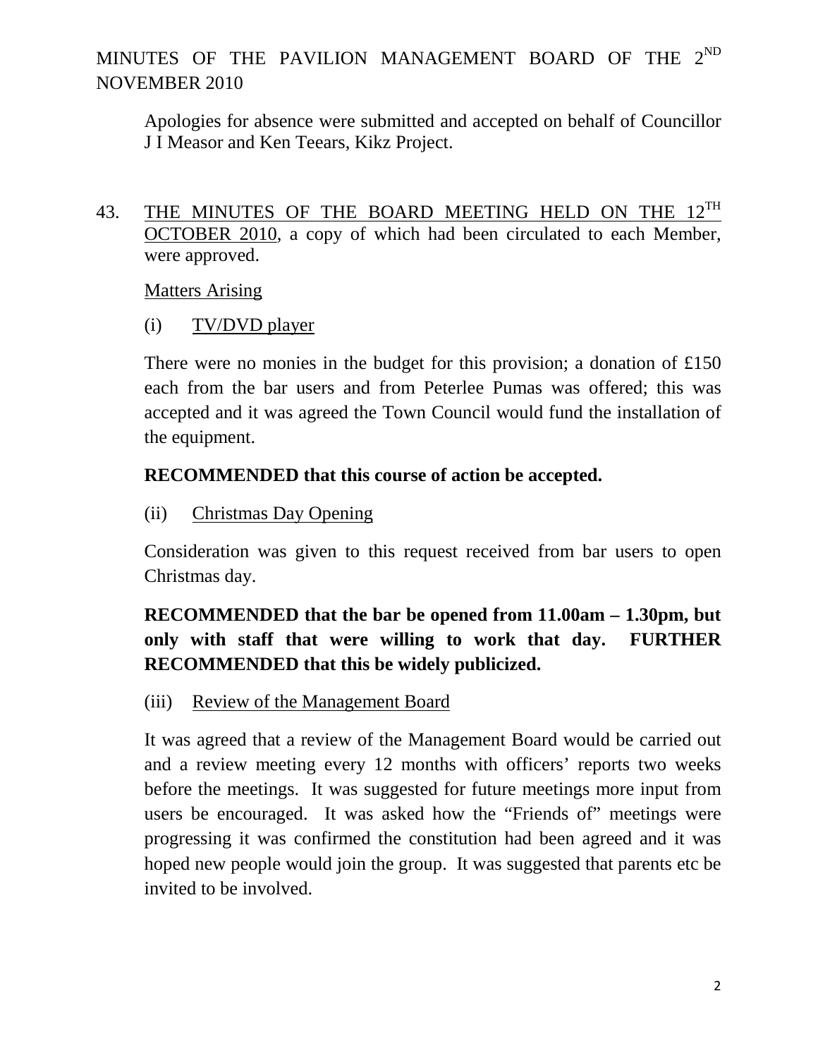# MINUTES OF THE PAVILION MANAGEMENT BOARD OF THE 2ND NOVEMBER 2010

Apologies for absence were submitted and accepted on behalf of Councillor J I Measor and Ken Teears, Kikz Project.

43. THE MINUTES OF THE BOARD MEETING HELD ON THE 12TH OCTOBER 2010, a copy of which had been circulated to each Member, were approved.

Matters Arising

(i) TV/DVD player

There were no monies in the budget for this provision; a donation of £150 each from the bar users and from Peterlee Pumas was offered; this was accepted and it was agreed the Town Council would fund the installation of the equipment.

**RECOMMENDED that this course of action be accepted.**

(ii) Christmas Day Opening

Consideration was given to this request received from bar users to open Christmas day.

**RECOMMENDED that the bar be opened from 11.00am – 1.30pm, but only with staff that were willing to work that day. FURTHER RECOMMENDED that this be widely publicized.**

(iii) Review of the Management Board

It was agreed that a review of the Management Board would be carried out and a review meeting every 12 months with officers' reports two weeks before the meetings. It was suggested for future meetings more input from users be encouraged. It was asked how the "Friends of" meetings were progressing it was confirmed the constitution had been agreed and it was hoped new people would join the group. It was suggested that parents etc be invited to be involved.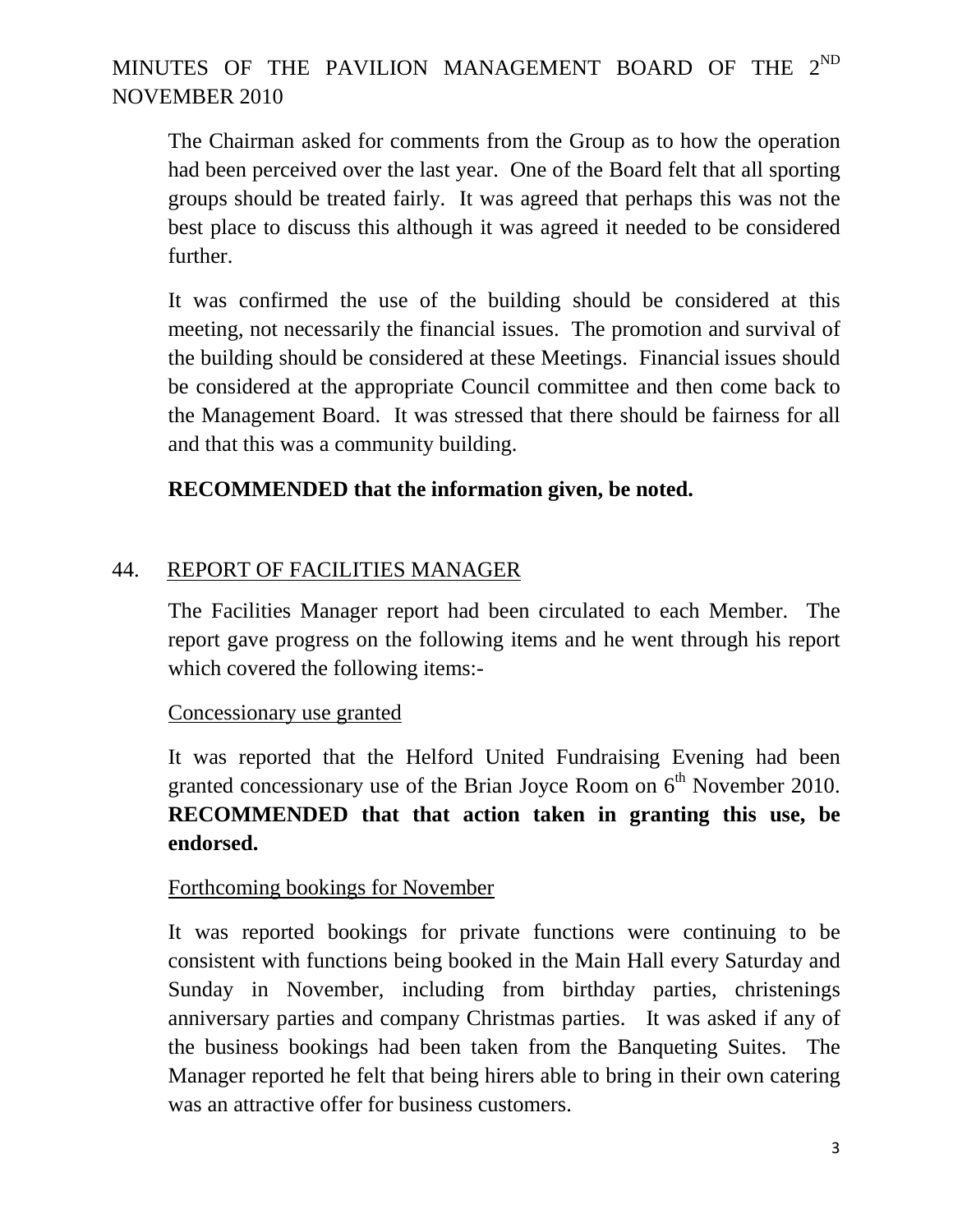The Chairman asked for comments from the Group as to how the operation had been perceived over the last year. One of the Board felt that all sporting groups should be treated fairly. It was agreed that perhaps this was not the best place to discuss this although it was agreed it needed to be considered further.

It was confirmed the use of the building should be considered at this meeting, not necessarily the financial issues. The promotion and survival of the building should be considered at these Meetings. Financial issues should be considered at the appropriate Council committee and then come back to the Management Board. It was stressed that there should be fairness for all and that this was a community building.

**RECOMMENDED that the information given, be noted.**

## 44. REPORT OF FACILITIES MANAGER

The Facilities Manager report had been circulated to each Member. The report gave progress on the following items and he went through his report which covered the following items:-

Concessionary use granted

It was reported that the Helford United Fundraising Evening had been granted concessionary use of the Brian Joyce Room on 6th November 2010. **RECOMMENDED that that action taken in granting this use, be endorsed.**

Forthcoming bookings for November

It was reported bookings for private functions were continuing to be consistent with functions being booked in the Main Hall every Saturday and Sunday in November, including from birthday parties, christenings anniversary parties and company Christmas parties. It was asked if any of the business bookings had been taken from the Banqueting Suites. The Manager reported he felt that being hirers able to bring in their own catering was an attractive offer for business customers.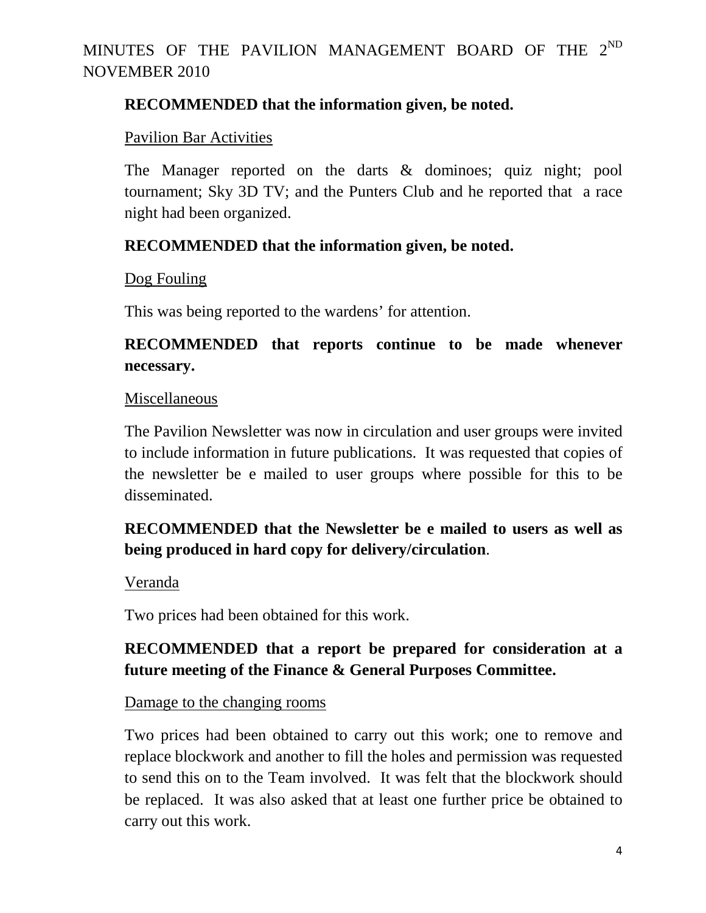**RECOMMENDED that the information given, be noted.**

Pavilion Bar Activities

The Manager reported on the darts & dominoes; quiz night; pool tournament; Sky 3D TV; and the Punters Club and he reported that a race night had been organized.

**RECOMMENDED that the information given, be noted.**

Dog Fouling

This was being reported to the wardens' for attention.

**RECOMMENDED that reports continue to be made whenever necessary.**

Miscellaneous

The Pavilion Newsletter was now in circulation and user groups were invited to include information in future publications. It was requested that copies of the newsletter be e mailed to user groups where possible for this to be disseminated.

**RECOMMENDED that the Newsletter be e mailed to users as well as being produced in hard copy for delivery/circulation**.

Veranda

Two prices had been obtained for this work.

**RECOMMENDED that a report be prepared for consideration at a future meeting of the Finance & General Purposes Committee.**

Damage to the changing rooms

Two prices had been obtained to carry out this work; one to remove and replace blockwork and another to fill the holes and permission was requested to send this on to the Team involved. It was felt that the blockwork should be replaced. It was also asked that at least one further price be obtained to carry out this work.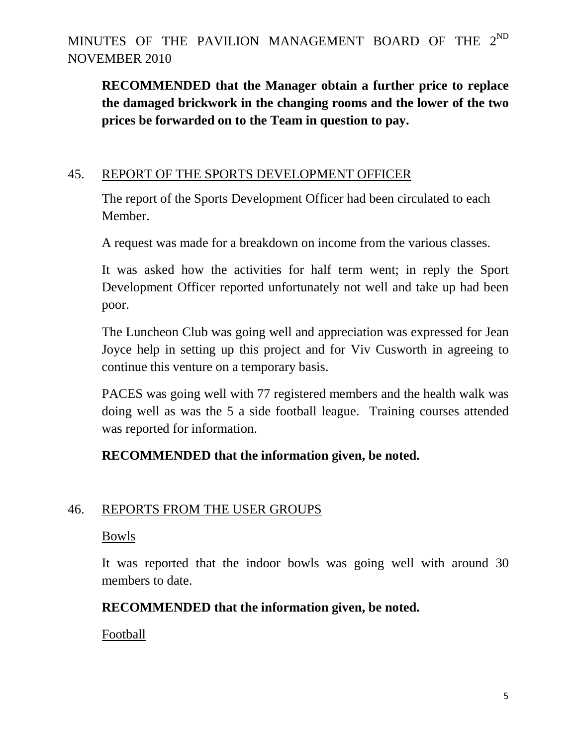**RECOMMENDED that the Manager obtain a further price to replace the damaged brickwork in the changing rooms and the lower of the two prices be forwarded on to the Team in question to pay.**

45. REPORT OF THE SPORTS DEVELOPMENT OFFICER

The report of the Sports Development Officer had been circulated to each Member.

A request was made for a breakdown on income from the various classes.

It was asked how the activities for half term went; in reply the Sport Development Officer reported unfortunately not well and take up had been poor.

The Luncheon Club was going well and appreciation was expressed for Jean Joyce help in setting up this project and for Viv Cusworth in agreeing to continue this venture on a temporary basis.

PACES was going well with 77 registered members and the health walk was doing well as was the 5 a side football league. Training courses attended was reported for information.

**RECOMMENDED that the information given, be noted.**

46. REPORTS FROM THE USER GROUPS

Bowls

It was reported that the indoor bowls was going well with around 30 members to date.

**RECOMMENDED that the information given, be noted.**

Football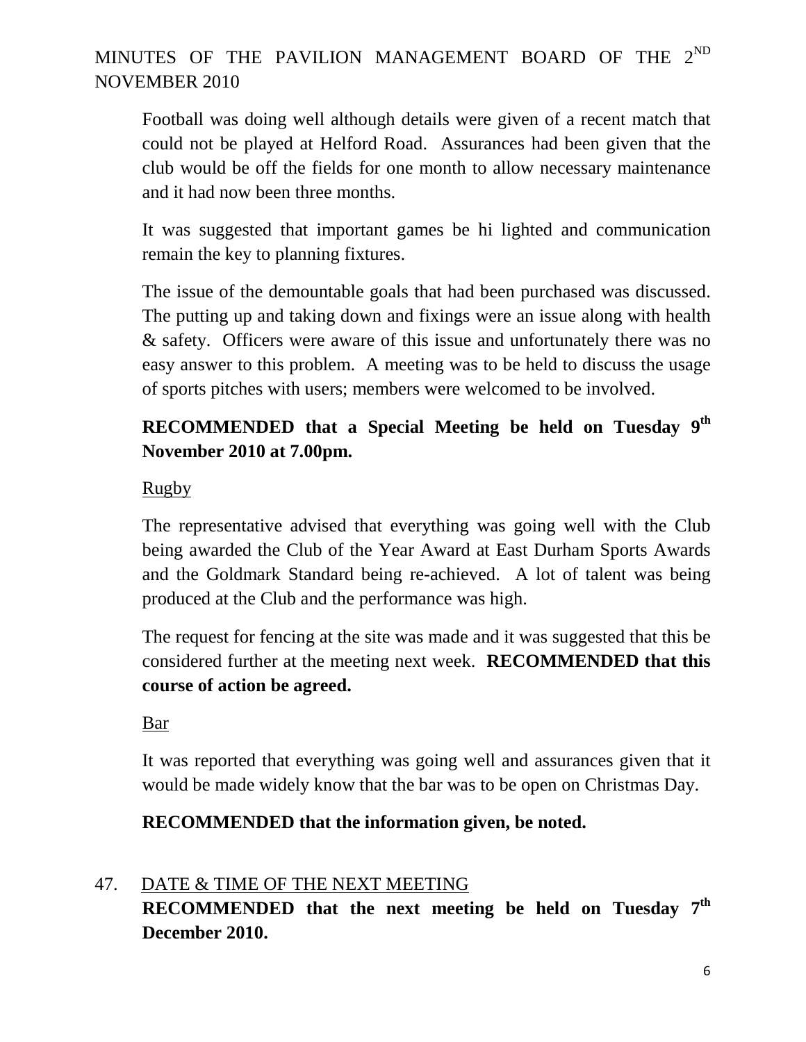Football was doing well although details were given of a recent match that could not be played at Helford Road. Assurances had been given that the club would be off the fields for one month to allow necessary maintenance and it had now been three months.

It was suggested that important games be hi lighted and communication remain the key to planning fixtures.

The issue of the demountable goals that had been purchased was discussed. The putting up and taking down and fixings were an issue along with health & safety. Officers were aware of this issue and unfortunately there was no easy answer to this problem. A meeting was to be held to discuss the usage of sports pitches with users; members were welcomed to be involved.

**RECOMMENDED that a Special Meeting be held on Tuesday 9th November 2010 at 7.00pm.**

Rugby

The representative advised that everything was going well with the Club being awarded the Club of the Year Award at East Durham Sports Awards and the Goldmark Standard being re-achieved. A lot of talent was being produced at the Club and the performance was high.

The request for fencing at the site was made and it was suggested that this be considered further at the meeting next week. **RECOMMENDED that this course of action be agreed.**

Bar

It was reported that everything was going well and assurances given that it would be made widely know that the bar was to be open on Christmas Day.

**RECOMMENDED that the information given, be noted.**

47. DATE & TIME OF THE NEXT MEETING

**RECOMMENDED that the next meeting be held on Tuesday 7th December 2010.**